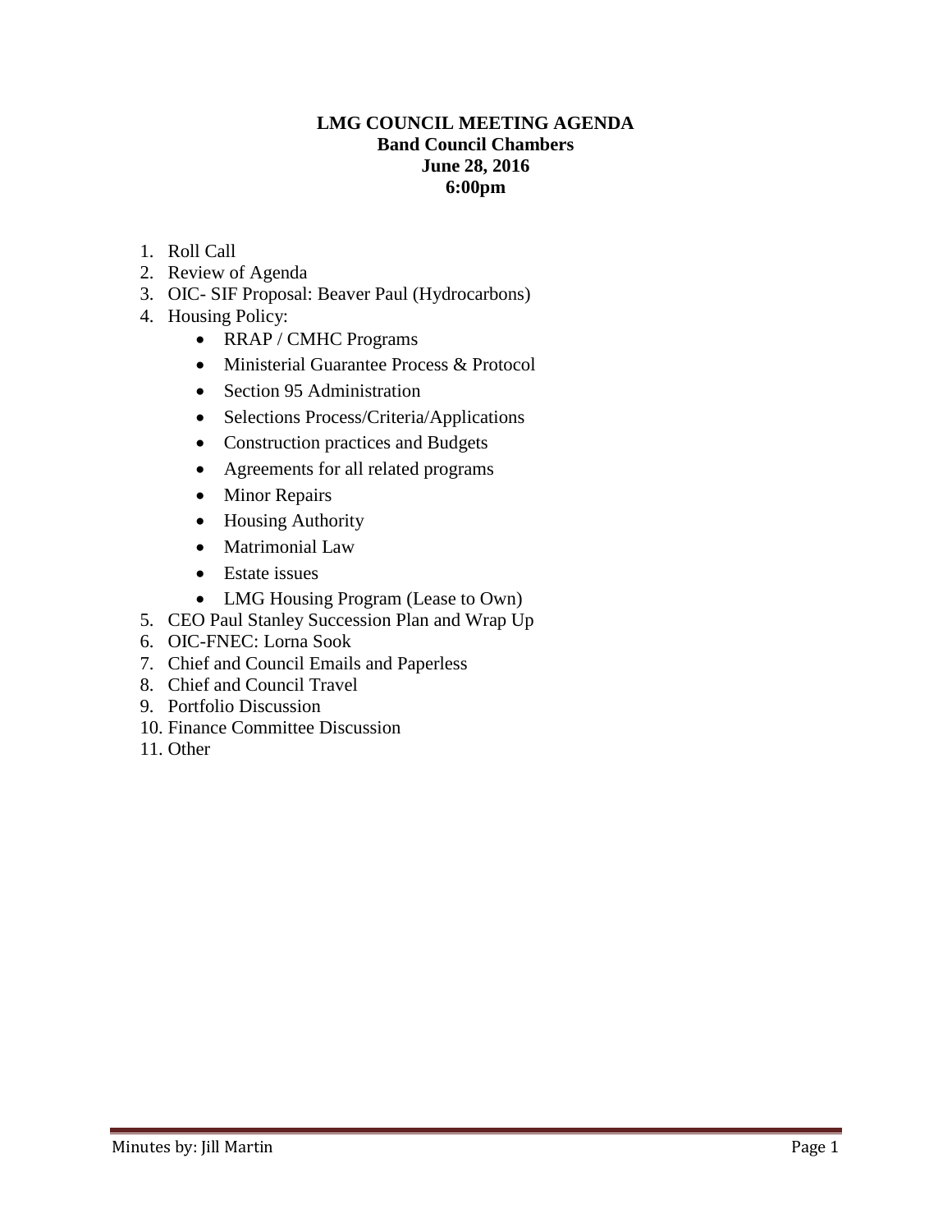# LMG COUNCIL MEETING AGENDA
## Band Council Chambers
## June 28, 2016
## 6:00pm

1. Roll Call
2. Review of Agenda
3. OIC- SIF Proposal: Beaver Paul (Hydrocarbons)
4. Housing Policy:
   - RRAP / CMHC Programs
   - Ministerial Guarantee Process & Protocol
   - Section 95 Administration
   - Selections Process/Criteria/Applications
   - Construction practices and Budgets
   - Agreements for all related programs
   - Minor Repairs
   - Housing Authority
   - Matrimonial Law
   - Estate issues
   - LMG Housing Program (Lease to Own)
5. CEO Paul Stanley Succession Plan and Wrap Up
6. OIC-FNEC: Lorna Sook
7. Chief and Council Emails and Paperless
8. Chief and Council Travel
9. Portfolio Discussion
10. Finance Committee Discussion
11. Other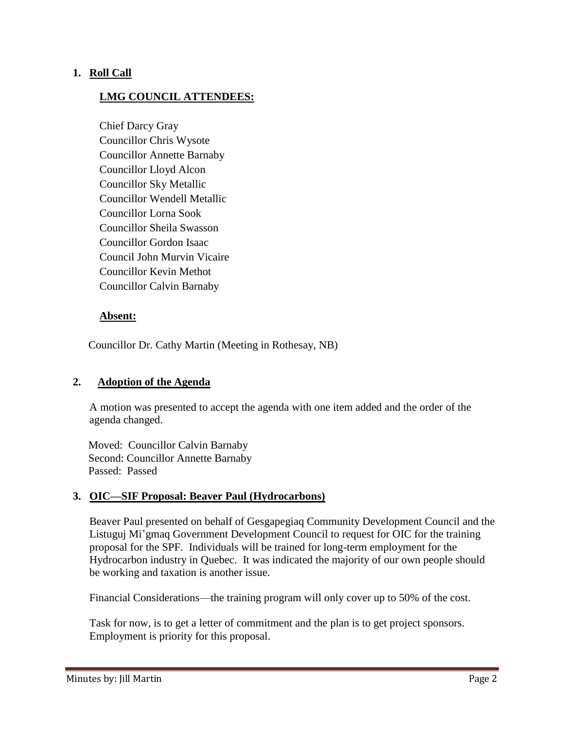## 1. Roll Call

### LMG COUNCIL ATTENDEES:

Chief Darcy Gray
Councillor Chris Wysote
Councillor Annette Barnaby
Councillor Lloyd Alcon
Councillor Sky Metallic
Councillor Wendell Metallic
Councillor Lorna Sook
Councillor Sheila Swasson
Councillor Gordon Isaac
Council John Murvin Vicaire
Councillor Kevin Methot
Councillor Calvin Barnaby

### Absent:

Councillor Dr. Cathy Martin (Meeting in Rothesay, NB)

## 2. Adoption of the Agenda

A motion was presented to accept the agenda with one item added and the order of the agenda changed.

Moved: Councillor Calvin Barnaby
Second: Councillor Annette Barnaby
Passed: Passed

## 3. OIC—SIF Proposal: Beaver Paul (Hydrocarbons)

Beaver Paul presented on behalf of Gesgapegiaq Community Development Council and the Listuguj Mi'gmaq Government Development Council to request for OIC for the training proposal for the SPF. Individuals will be trained for long-term employment for the Hydrocarbon industry in Quebec. It was indicated the majority of our own people should be working and taxation is another issue.

Financial Considerations—the training program will only cover up to 50% of the cost.

Task for now, is to get a letter of commitment and the plan is to get project sponsors. Employment is priority for this proposal.

Minutes by: Jill Martin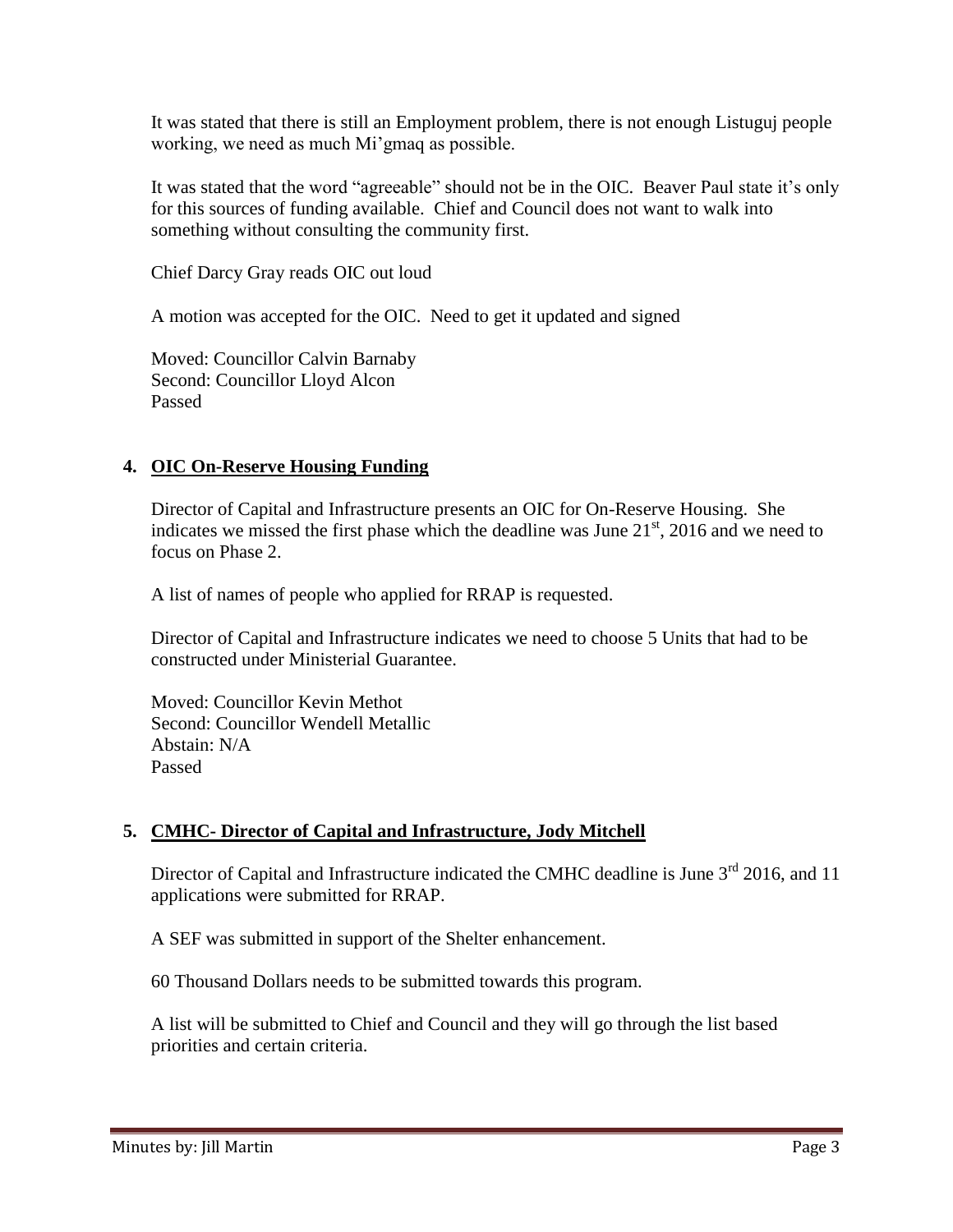It was stated that there is still an Employment problem, there is not enough Listuguj people working, we need as much Mi'gmaq as possible.

It was stated that the word "agreeable" should not be in the OIC. Beaver Paul state it's only for this sources of funding available. Chief and Council does not want to walk into something without consulting the community first.

Chief Darcy Gray reads OIC out loud

A motion was accepted for the OIC. Need to get it updated and signed

Moved: Councillor Calvin Barnaby
Second: Councillor Lloyd Alcon
Passed

## 4. OIC On-Reserve Housing Funding

Director of Capital and Infrastructure presents an OIC for On-Reserve Housing. She indicates we missed the first phase which the deadline was June 21st, 2016 and we need to focus on Phase 2.

A list of names of people who applied for RRAP is requested.

Director of Capital and Infrastructure indicates we need to choose 5 Units that had to be constructed under Ministerial Guarantee.

Moved: Councillor Kevin Methot
Second: Councillor Wendell Metallic
Abstain: N/A
Passed

## 5. CMHC- Director of Capital and Infrastructure, Jody Mitchell

Director of Capital and Infrastructure indicated the CMHC deadline is June 3rd 2016, and 11 applications were submitted for RRAP.

A SEF was submitted in support of the Shelter enhancement.

60 Thousand Dollars needs to be submitted towards this program.

A list will be submitted to Chief and Council and they will go through the list based priorities and certain criteria.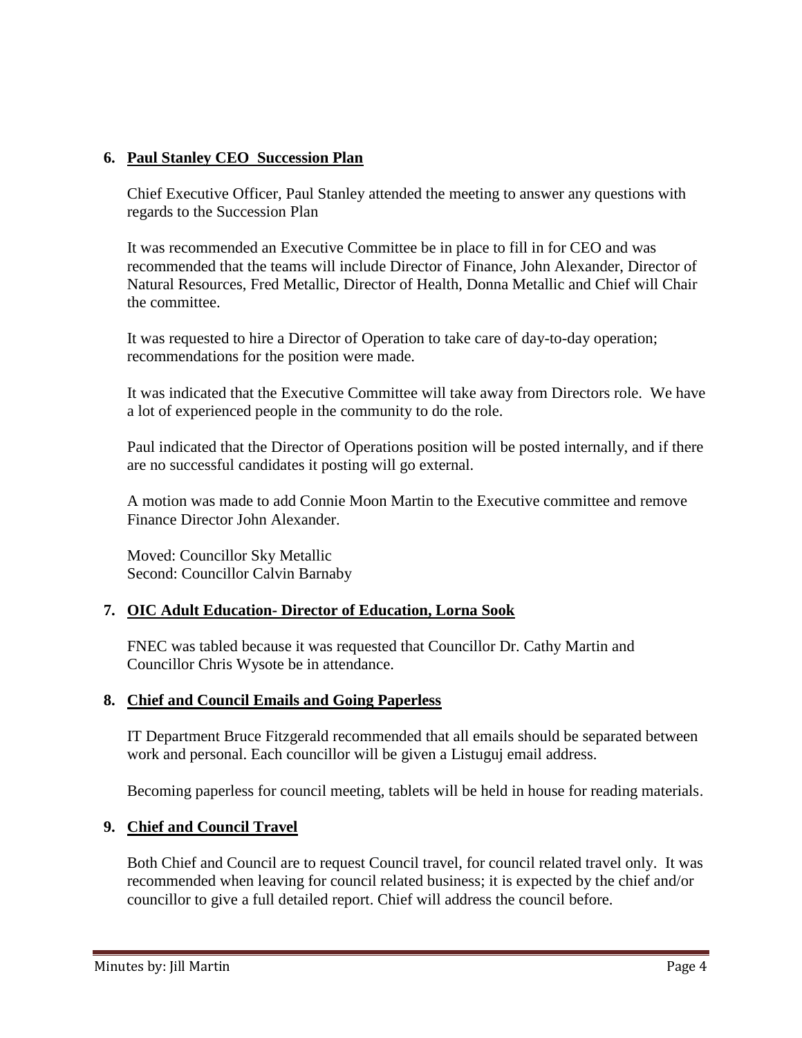## 6. Paul Stanley CEO Succession Plan

Chief Executive Officer, Paul Stanley attended the meeting to answer any questions with regards to the Succession Plan

It was recommended an Executive Committee be in place to fill in for CEO and was recommended that the teams will include Director of Finance, John Alexander, Director of Natural Resources, Fred Metallic, Director of Health, Donna Metallic and Chief will Chair the committee.

It was requested to hire a Director of Operation to take care of day-to-day operation; recommendations for the position were made.

It was indicated that the Executive Committee will take away from Directors role. We have a lot of experienced people in the community to do the role.

Paul indicated that the Director of Operations position will be posted internally, and if there are no successful candidates it posting will go external.

A motion was made to add Connie Moon Martin to the Executive committee and remove Finance Director John Alexander.

Moved: Councillor Sky Metallic
Second: Councillor Calvin Barnaby

## 7. OIC Adult Education- Director of Education, Lorna Sook

FNEC was tabled because it was requested that Councillor Dr. Cathy Martin and Councillor Chris Wysote be in attendance.

## 8. Chief and Council Emails and Going Paperless

IT Department Bruce Fitzgerald recommended that all emails should be separated between work and personal. Each councillor will be given a Listuguj email address.

Becoming paperless for council meeting, tablets will be held in house for reading materials.

## 9. Chief and Council Travel

Both Chief and Council are to request Council travel, for council related travel only. It was recommended when leaving for council related business; it is expected by the chief and/or councillor to give a full detailed report. Chief will address the council before.

Minutes by: Jill Martin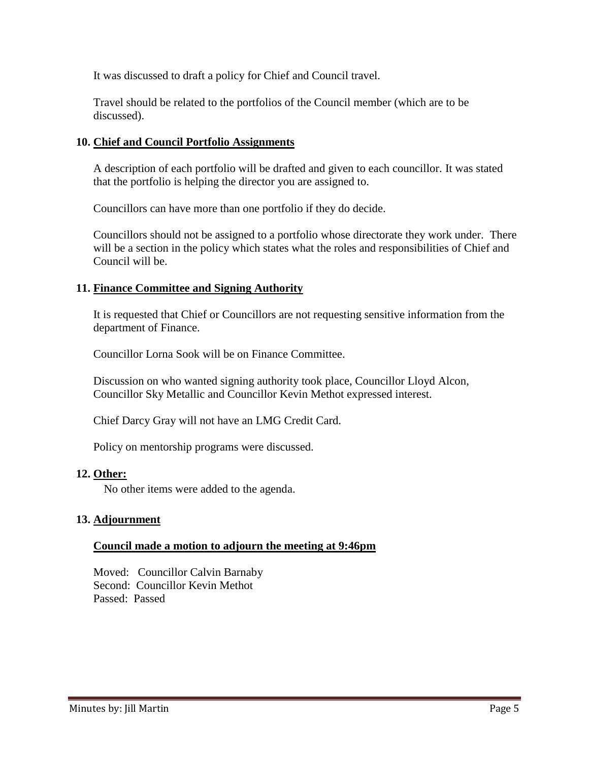It was discussed to draft a policy for Chief and Council travel.

Travel should be related to the portfolios of the Council member (which are to be discussed).

**10. Chief and Council Portfolio Assignments**

A description of each portfolio will be drafted and given to each councillor. It was stated that the portfolio is helping the director you are assigned to.

Councillors can have more than one portfolio if they do decide.

Councillors should not be assigned to a portfolio whose directorate they work under. There will be a section in the policy which states what the roles and responsibilities of Chief and Council will be.

**11. Finance Committee and Signing Authority**

It is requested that Chief or Councillors are not requesting sensitive information from the department of Finance.

Councillor Lorna Sook will be on Finance Committee.

Discussion on who wanted signing authority took place, Councillor Lloyd Alcon, Councillor Sky Metallic and Councillor Kevin Methot expressed interest.

Chief Darcy Gray will not have an LMG Credit Card.

Policy on mentorship programs were discussed.

**12. Other:**

No other items were added to the agenda.

**13. Adjournment**

**Council made a motion to adjourn the meeting at 9:46pm**

Moved: Councillor Calvin Barnaby
Second: Councillor Kevin Methot
Passed: Passed

Minutes by: Jill Martin